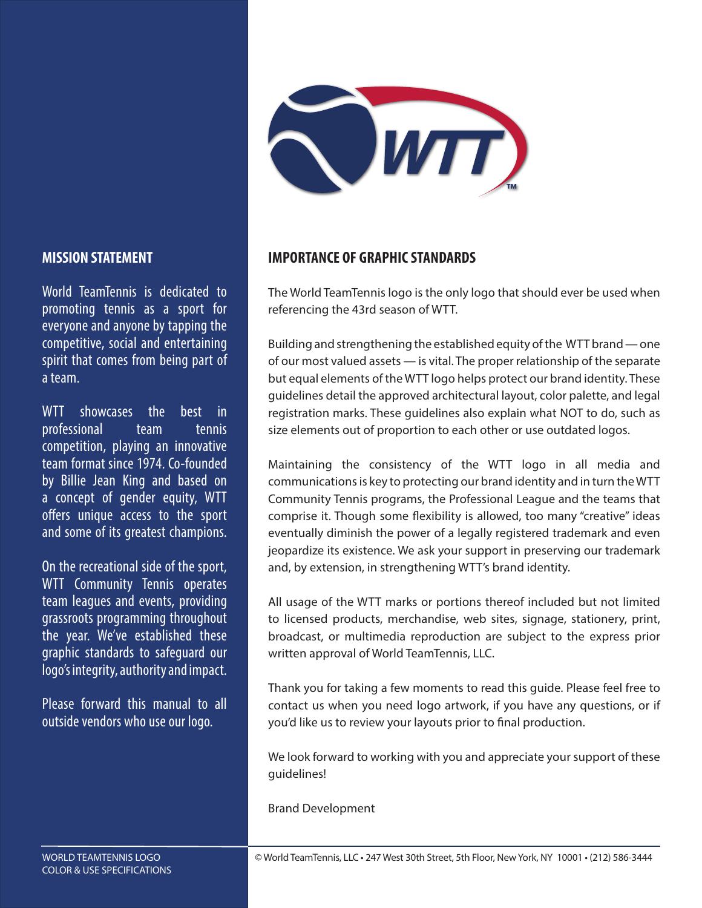## MISSION STATEMENT

World TeamTennis is dedicated to promoting tennis as a sport for everyone and anyone by tapping the competitive, social and entertaining spirit that comes from being part of a team.

WTT showcases the best in professional team tennis competition, playing an innovative team format since 1974. Co-founded by Billie Jean King and based on a concept of gender equity, WTT offers unique access to the sport and some of its greatest champions.

On the recreational side of the sport, WTT Community Tennis operates team leagues and events, providing grassroots programming throughout the year. We've established these graphic standards to safeguard our logo's integrity, authority and impact.

Please forward this manual to all outside vendors who use our logo.

## IMPORTANCE OF GRAPHIC STANDARDS

The World TeamTennis logo is the only logo that should ever be used when referencing the 43rd season of WTT.

Building and strengthening the established equity of the WTT brand — one of our most valued assets — is vital. The proper relationship of the separate but equal elements of the WTT logo helps protect our brand identity. These guidelines detail the approved architectural layout, color palette, and legal registration marks. These guidelines also explain what NOT to do, such as size elements out of proportion to each other or use outdated logos.

Maintaining the consistency of the WTT logo in all media and communications is key to protecting our brand identity and in turn the WTT Community Tennis programs, the Professional League and the teams that comprise it. Though some flexibility is allowed, too many "creative" ideas eventually diminish the power of a legally registered trademark and even jeopardize its existence. We ask your support in preserving our trademark and, by extension, in strengthening WTT's brand identity.

All usage of the WTT marks or portions thereof included but not limited to licensed products, merchandise, web sites, signage, stationery, print, broadcast, or multimedia reproduction are subject to the express prior written approval of World TeamTennis, LLC.

Thank you for taking a few moments to read this guide. Please feel free to contact us when you need logo artwork, if you have any questions, or if you'd like us to review your layouts prior to final production.

We look forward to working with you and appreciate your support of these guidelines!

Brand Development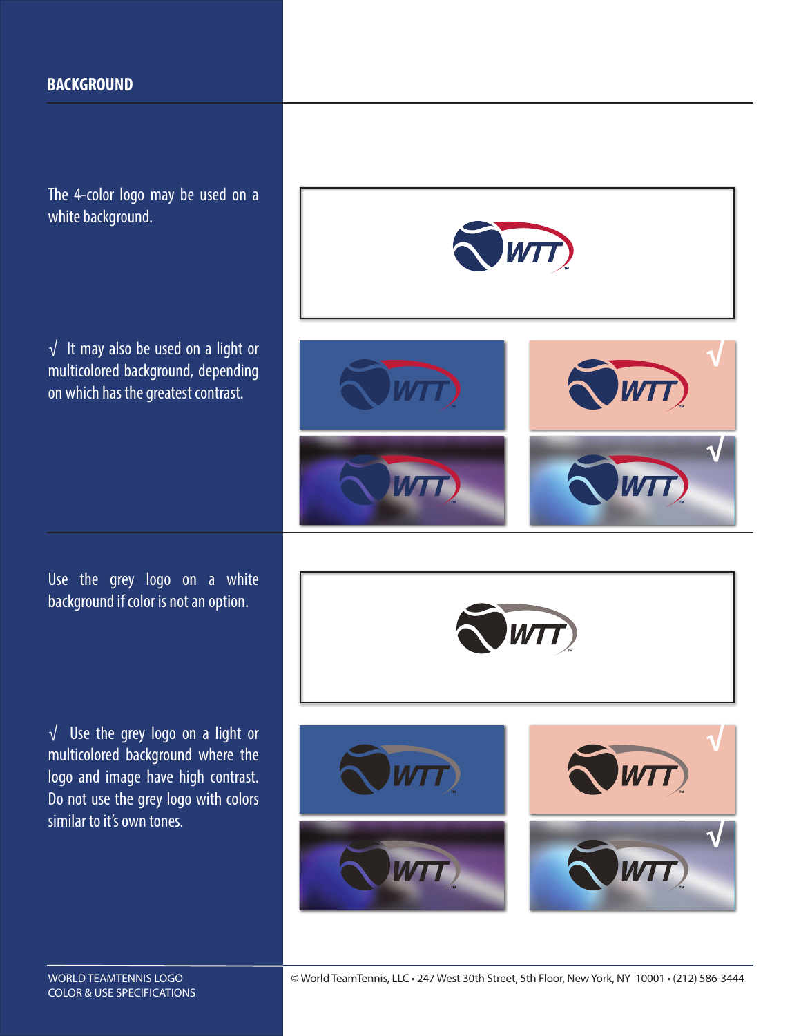## BACKGROUND

The 4-color logo may be used on a white background.

√ It may also be used on a light or multicolored background, depending on which has the greatest contrast.

Use the grey logo on a white background if color is not an option.

√ Use the grey logo on a light or multicolored background where the logo and image have high contrast. Do not use the grey logo with colors similar to it's own tones.

WORLD TEAMTENNIS LOGO
COLOR & USE SPECIFICATIONS

© World TeamTennis, LLC • 247 West 30th Street, 5th Floor, New York, NY 10001 • (212) 586-3444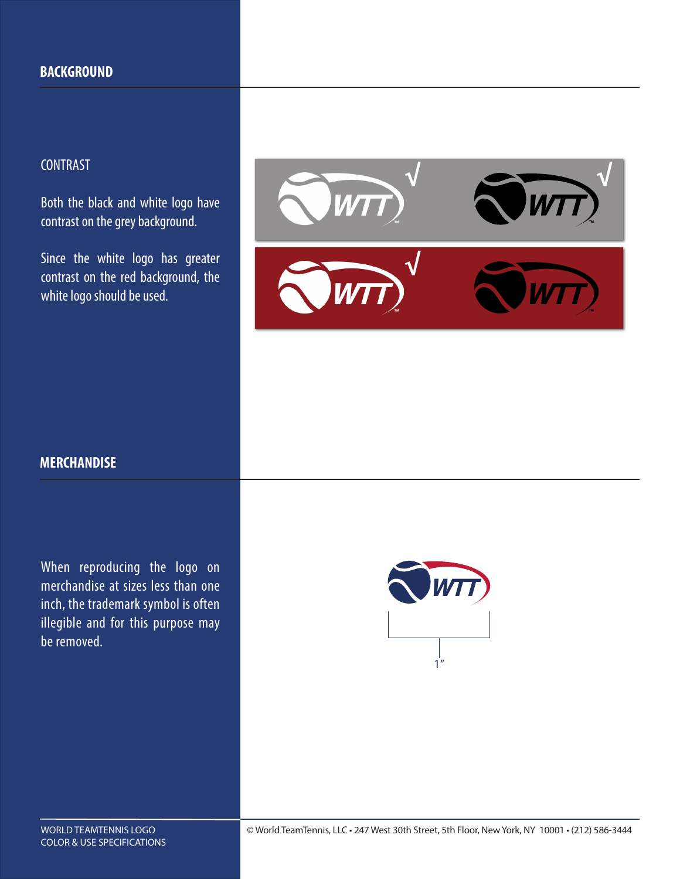## BACKGROUND

### CONTRAST

Both the black and white logo have contrast on the grey background.

Since the white logo has greater contrast on the red background, the white logo should be used.

## MERCHANDISE

When reproducing the logo on merchandise at sizes less than one inch, the trademark symbol is often illegible and for this purpose may be removed.

1″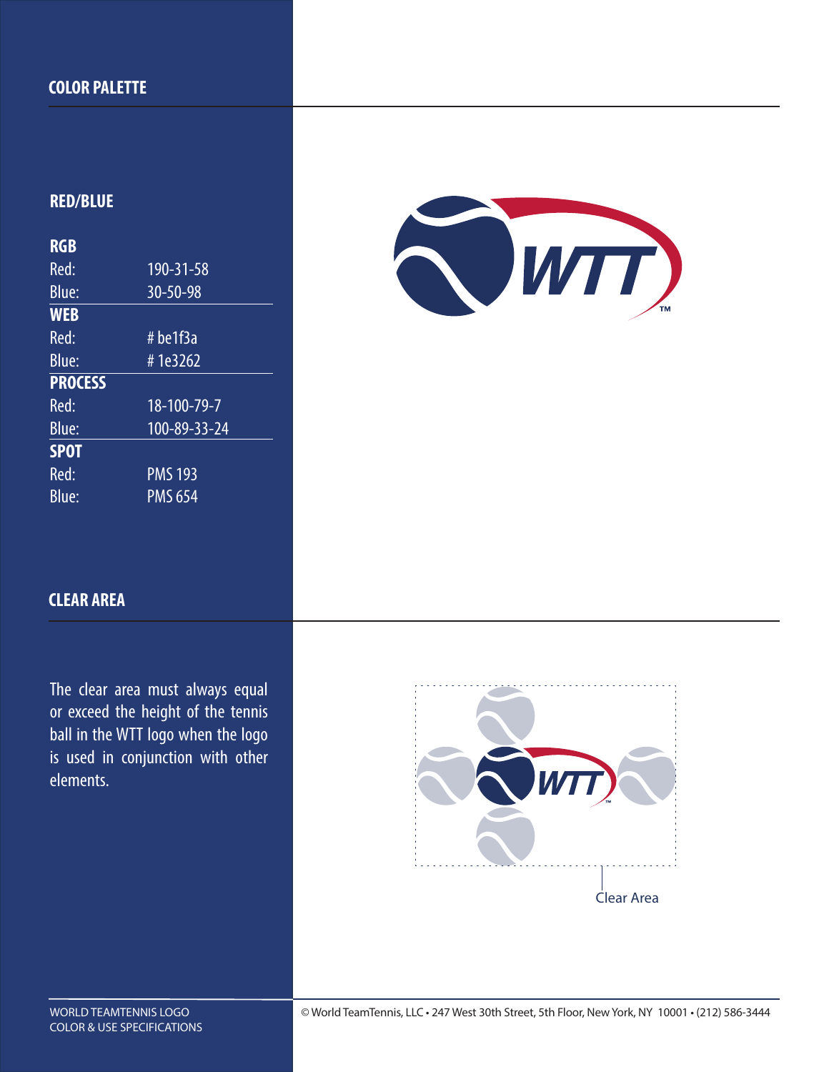## COLOR PALETTE

### RED/BLUE

| RGB | |
|---|---|
| Red: | 190-31-58 |
| Blue: | 30-50-98 |
| **WEB** | |
| Red: | # be1f3a |
| Blue: | # 1e3262 |
| **PROCESS** | |
| Red: | 18-100-79-7 |
| Blue: | 100-89-33-24 |
| **SPOT** | |
| Red: | PMS 193 |
| Blue: | PMS 654 |

WTT ™

## CLEAR AREA

The clear area must always equal or exceed the height of the tennis ball in the WTT logo when the logo is used in conjunction with other elements.

WTT ™

Clear Area

WORLD TEAMTENNIS LOGO
COLOR & USE SPECIFICATIONS

© World TeamTennis, LLC • 247 West 30th Street, 5th Floor, New York, NY 10001 • (212) 586-3444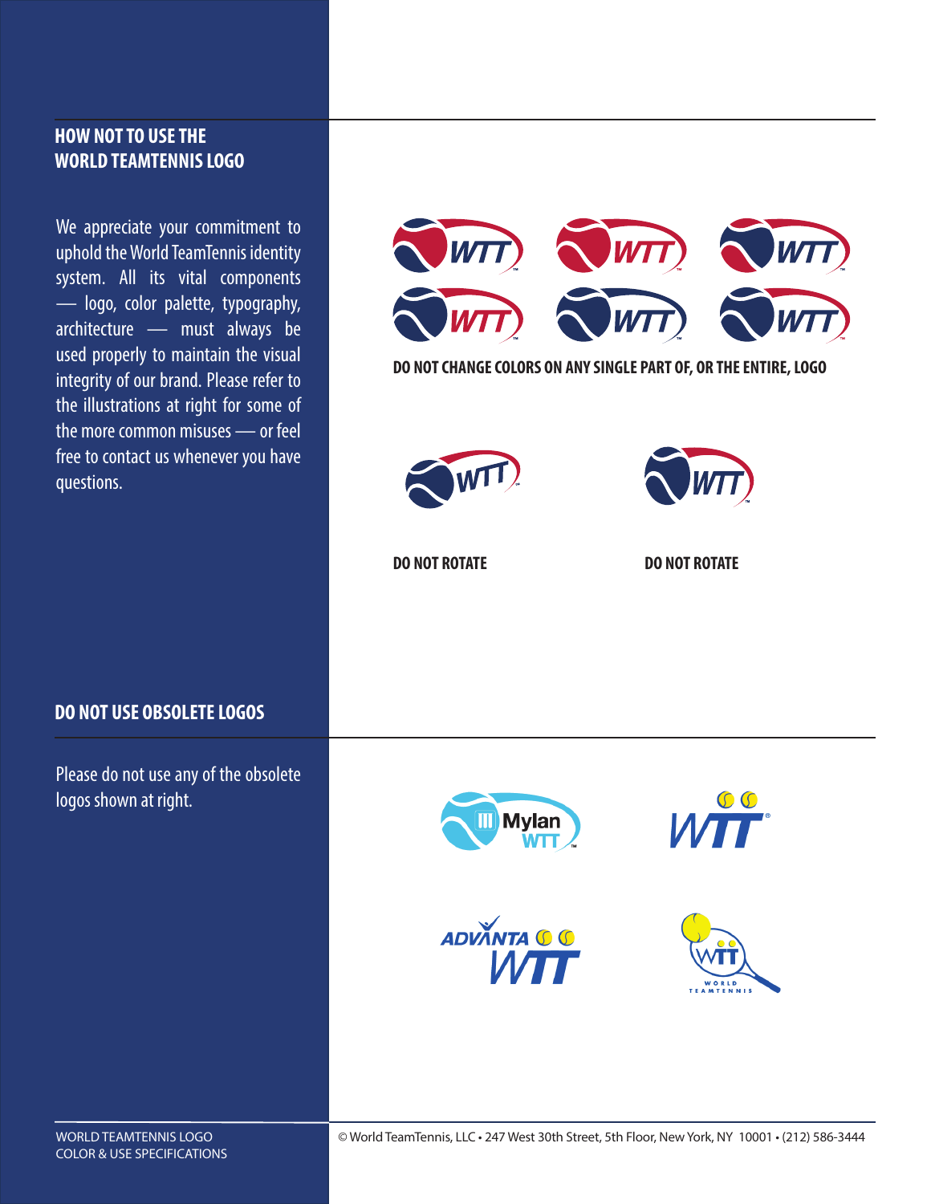## HOW NOT TO USE THE WORLD TEAMTENNIS LOGO

We appreciate your commitment to uphold the World TeamTennis identity system. All its vital components — logo, color palette, typography, architecture — must always be used properly to maintain the visual integrity of our brand. Please refer to the illustrations at right for some of the more common misuses — or feel free to contact us whenever you have questions.

**DO NOT CHANGE COLORS ON ANY SINGLE PART OF, OR THE ENTIRE, LOGO**

**DO NOT ROTATE**

**DO NOT ROTATE**

## DO NOT USE OBSOLETE LOGOS

Please do not use any of the obsolete logos shown at right.

© World TeamTennis, LLC • 247 West 30th Street, 5th Floor, New York, NY 10001 • (212) 586-3444